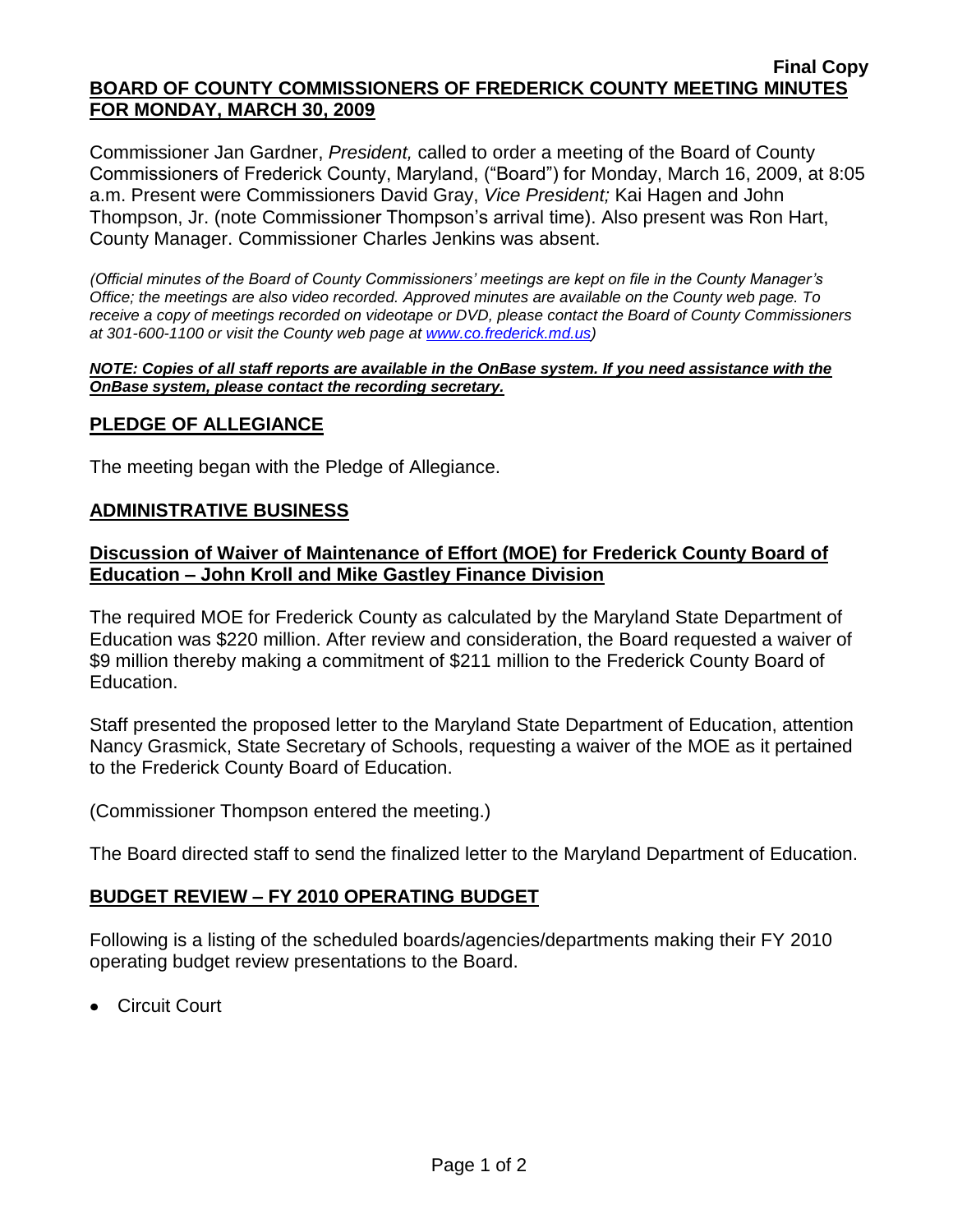**Final Copy**

# BOARD OF COUNTY COMMISSIONERS OF FREDERICK COUNTY MEETING MINUTES FOR MONDAY, MARCH 30, 2009

Commissioner Jan Gardner, *President,* called to order a meeting of the Board of County Commissioners of Frederick County, Maryland, ("Board") for Monday, March 16, 2009, at 8:05 a.m. Present were Commissioners David Gray, *Vice President;* Kai Hagen and John Thompson, Jr. (note Commissioner Thompson's arrival time). Also present was Ron Hart, County Manager. Commissioner Charles Jenkins was absent.

*(Official minutes of the Board of County Commissioners' meetings are kept on file in the County Manager's Office; the meetings are also video recorded. Approved minutes are available on the County web page. To receive a copy of meetings recorded on videotape or DVD, please contact the Board of County Commissioners at 301-600-1100 or visit the County web page at www.co.frederick.md.us)*

***NOTE: Copies of all staff reports are available in the OnBase system. If you need assistance with the OnBase system, please contact the recording secretary.***

## PLEDGE OF ALLEGIANCE

The meeting began with the Pledge of Allegiance.

## ADMINISTRATIVE BUSINESS

### Discussion of Waiver of Maintenance of Effort (MOE) for Frederick County Board of Education – John Kroll and Mike Gastley Finance Division

The required MOE for Frederick County as calculated by the Maryland State Department of Education was $220 million. After review and consideration, the Board requested a waiver of $9 million thereby making a commitment of $211 million to the Frederick County Board of Education.

Staff presented the proposed letter to the Maryland State Department of Education, attention Nancy Grasmick, State Secretary of Schools, requesting a waiver of the MOE as it pertained to the Frederick County Board of Education.

(Commissioner Thompson entered the meeting.)

The Board directed staff to send the finalized letter to the Maryland Department of Education.

## BUDGET REVIEW – FY 2010 OPERATING BUDGET

Following is a listing of the scheduled boards/agencies/departments making their FY 2010 operating budget review presentations to the Board.

- Circuit Court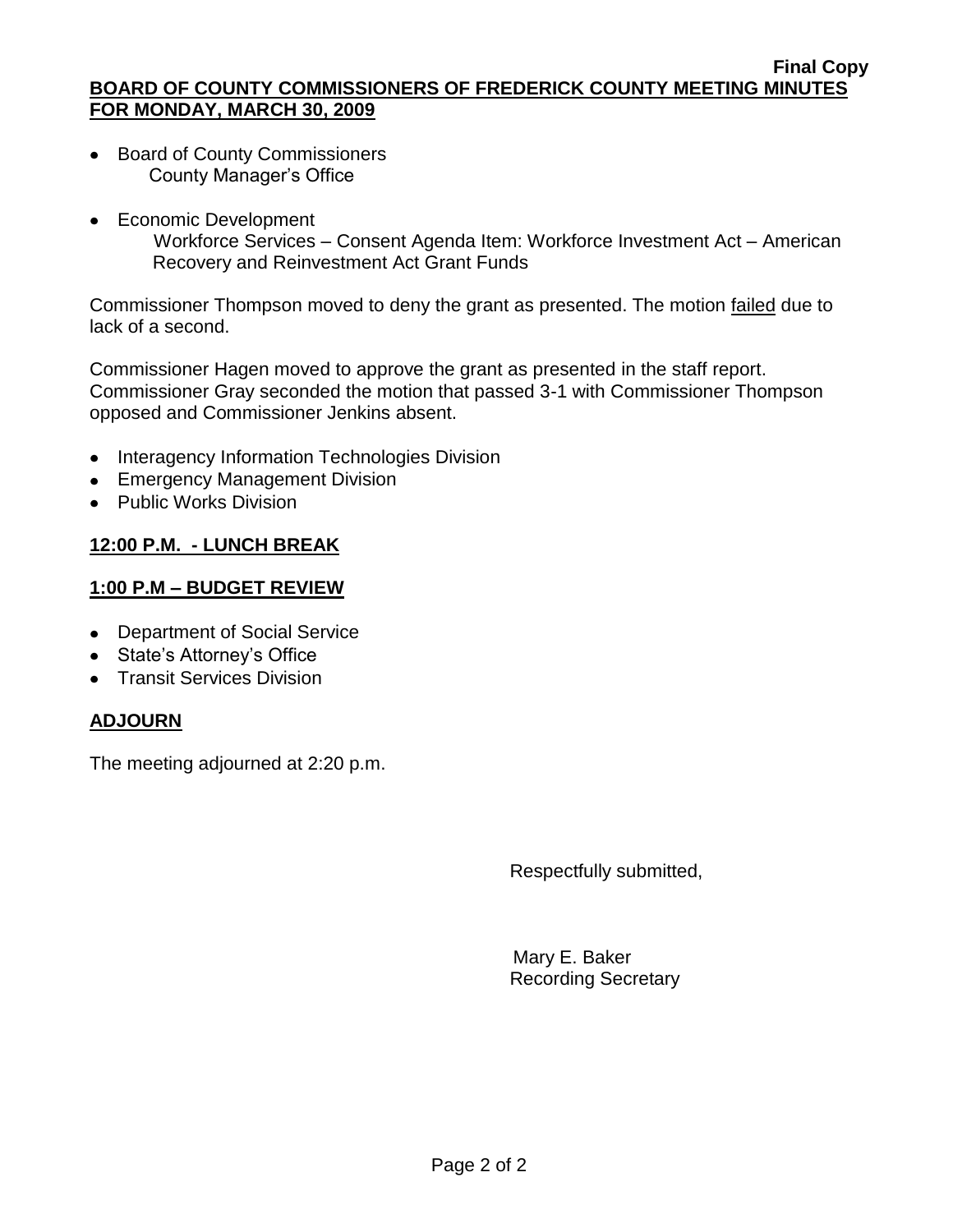Final Copy

**BOARD OF COUNTY COMMISSIONERS OF FREDERICK COUNTY MEETING MINUTES FOR MONDAY, MARCH 30, 2009**

- Board of County Commissioners
  County Manager's Office

- Economic Development
  Workforce Services – Consent Agenda Item: Workforce Investment Act – American Recovery and Reinvestment Act Grant Funds

Commissioner Thompson moved to deny the grant as presented. The motion failed due to lack of a second.

Commissioner Hagen moved to approve the grant as presented in the staff report. Commissioner Gray seconded the motion that passed 3-1 with Commissioner Thompson opposed and Commissioner Jenkins absent.

- Interagency Information Technologies Division
- Emergency Management Division
- Public Works Division

## 12:00 P.M. - LUNCH BREAK

## 1:00 P.M – BUDGET REVIEW

- Department of Social Service
- State's Attorney's Office
- Transit Services Division

## ADJOURN

The meeting adjourned at 2:20 p.m.

Respectfully submitted,

Mary E. Baker
Recording Secretary